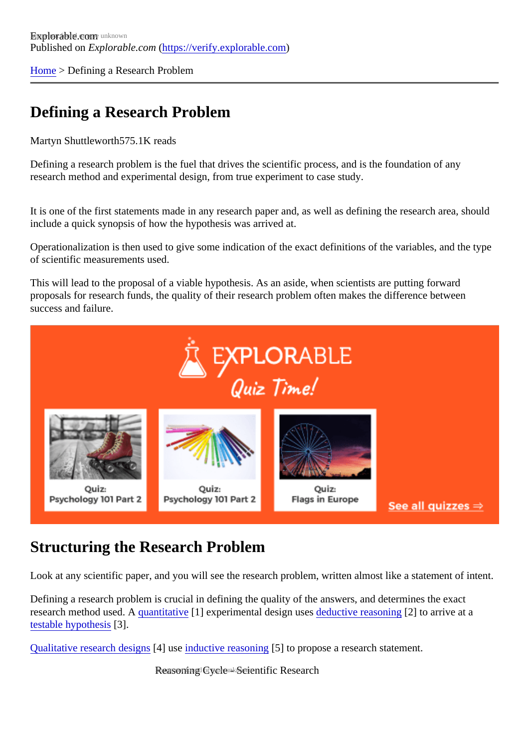Explorable.com
Published on *Explorable.com* (https://verify.explorable.com)

Home > Defining a Research Problem

# Defining a Research Problem

Martyn Shuttleworth575.1K reads

Defining a research problem is the fuel that drives the scientific process, and is the foundation of any research method and experimental design, from true experiment to case study.

It is one of the first statements made in any research paper and, as well as defining the research area, should include a quick synopsis of how the hypothesis was arrived at.

Operationalization is then used to give some indication of the exact definitions of the variables, and the type of scientific measurements used.

This will lead to the proposal of a viable hypothesis. As an aside, when scientists are putting forward proposals for research funds, the quality of their research problem often makes the difference between success and failure.

## Structuring the Research Problem

Look at any scientific paper, and you will see the research problem, written almost like a statement of intent.

Defining a research problem is crucial in defining the quality of the answers, and determines the exact research method used. A quantitative [1] experimental design uses deductive reasoning [2] to arrive at a testable hypothesis [3].

Qualitative research designs [4] use inductive reasoning [5] to propose a research statement.

Reasoning Cycle - Scientific Research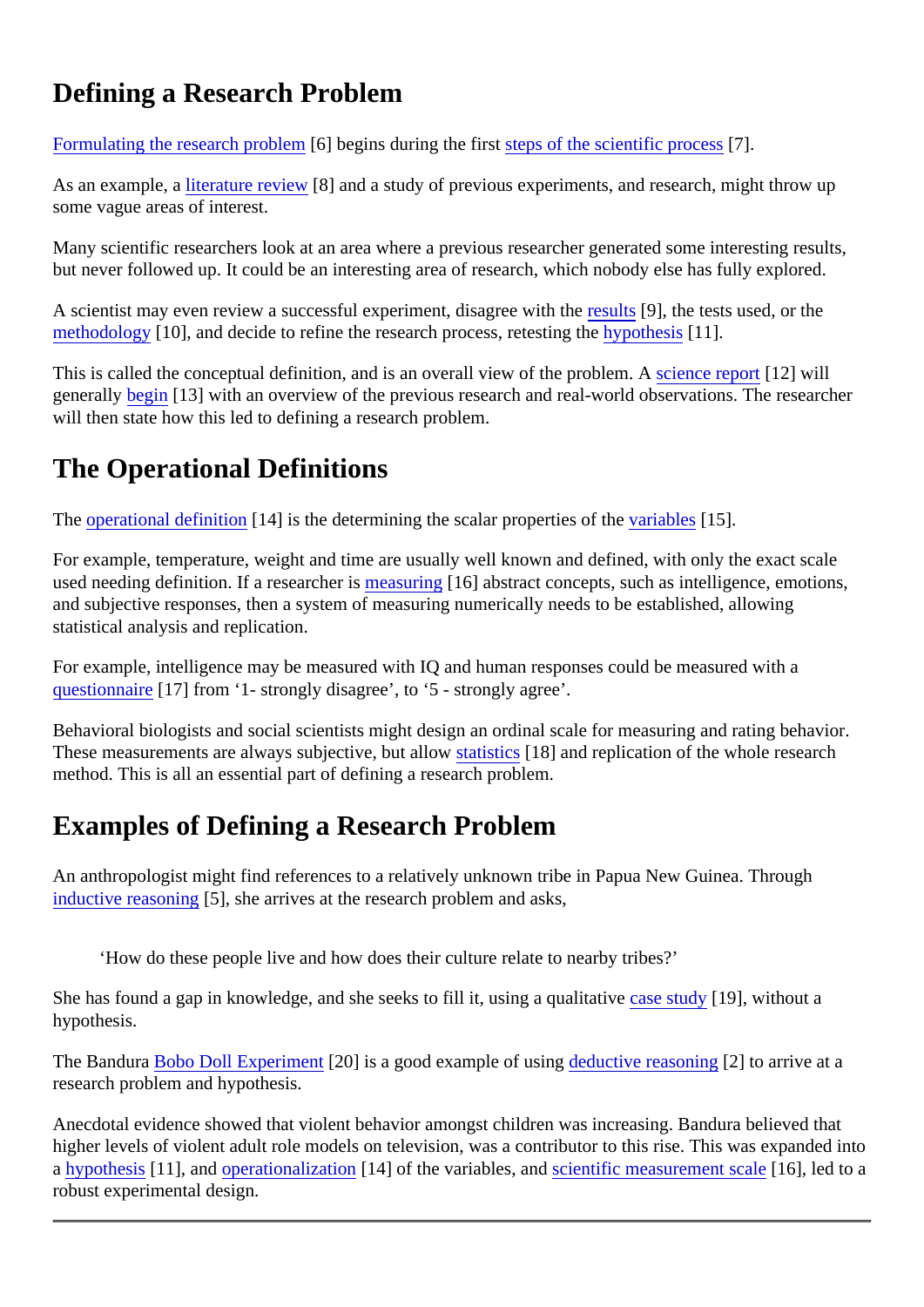## Defining a Research Problem

Formulating the research problem [6] begins during the first steps of the scientific process [7].

As an example, a literature review [8] and a study of previous experiments, and research, might throw up some vague areas of interest.

Many scientific researchers look at an area where a previous researcher generated some interesting results, but never followed up. It could be an interesting area of research, which nobody else has fully explored.

A scientist may even review a successful experiment, disagree with the results [9], the tests used, or the methodology [10], and decide to refine the research process, retesting the hypothesis [11].

This is called the conceptual definition, and is an overall view of the problem. A science report [12] will generally begin [13] with an overview of the previous research and real-world observations. The researcher will then state how this led to defining a research problem.

## The Operational Definitions

The operational definition [14] is the determining the scalar properties of the variables [15].

For example, temperature, weight and time are usually well known and defined, with only the exact scale used needing definition. If a researcher is measuring [16] abstract concepts, such as intelligence, emotions, and subjective responses, then a system of measuring numerically needs to be established, allowing statistical analysis and replication.

For example, intelligence may be measured with IQ and human responses could be measured with a questionnaire [17] from '1- strongly disagree', to '5 - strongly agree'.

Behavioral biologists and social scientists might design an ordinal scale for measuring and rating behavior. These measurements are always subjective, but allow statistics [18] and replication of the whole research method. This is all an essential part of defining a research problem.

## Examples of Defining a Research Problem

An anthropologist might find references to a relatively unknown tribe in Papua New Guinea. Through inductive reasoning [5], she arrives at the research problem and asks,

> 'How do these people live and how does their culture relate to nearby tribes?'

She has found a gap in knowledge, and she seeks to fill it, using a qualitative case study [19], without a hypothesis.

The Bandura Bobo Doll Experiment [20] is a good example of using deductive reasoning [2] to arrive at a research problem and hypothesis.

Anecdotal evidence showed that violent behavior amongst children was increasing. Bandura believed that higher levels of violent adult role models on television, was a contributor to this rise. This was expanded into a hypothesis [11], and operationalization [14] of the variables, and scientific measurement scale [16], led to a robust experimental design.

---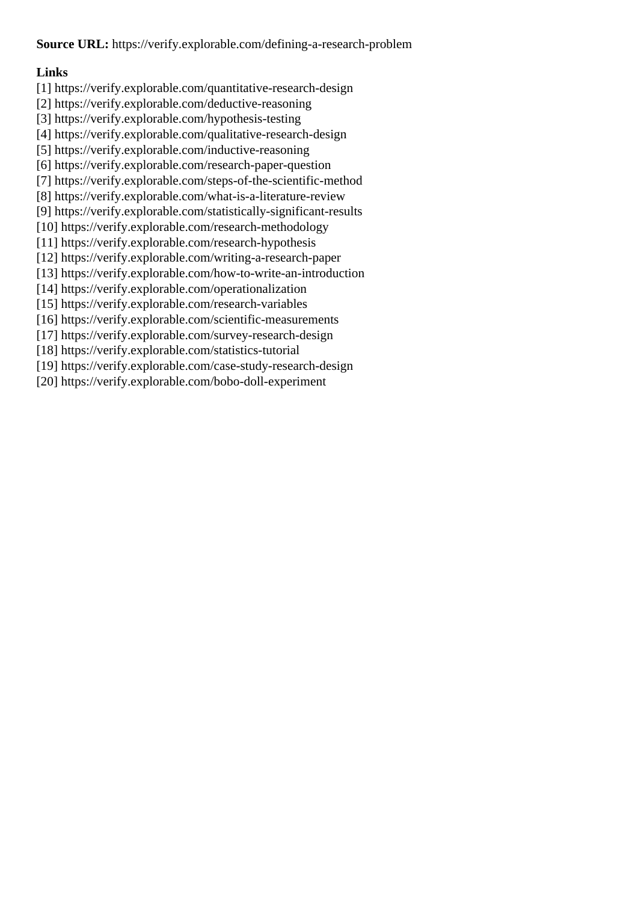**Source URL:** https://verify.explorable.com/defining-a-research-problem

**Links**

[1] https://verify.explorable.com/quantitative-research-design
[2] https://verify.explorable.com/deductive-reasoning
[3] https://verify.explorable.com/hypothesis-testing
[4] https://verify.explorable.com/qualitative-research-design
[5] https://verify.explorable.com/inductive-reasoning
[6] https://verify.explorable.com/research-paper-question
[7] https://verify.explorable.com/steps-of-the-scientific-method
[8] https://verify.explorable.com/what-is-a-literature-review
[9] https://verify.explorable.com/statistically-significant-results
[10] https://verify.explorable.com/research-methodology
[11] https://verify.explorable.com/research-hypothesis
[12] https://verify.explorable.com/writing-a-research-paper
[13] https://verify.explorable.com/how-to-write-an-introduction
[14] https://verify.explorable.com/operationalization
[15] https://verify.explorable.com/research-variables
[16] https://verify.explorable.com/scientific-measurements
[17] https://verify.explorable.com/survey-research-design
[18] https://verify.explorable.com/statistics-tutorial
[19] https://verify.explorable.com/case-study-research-design
[20] https://verify.explorable.com/bobo-doll-experiment